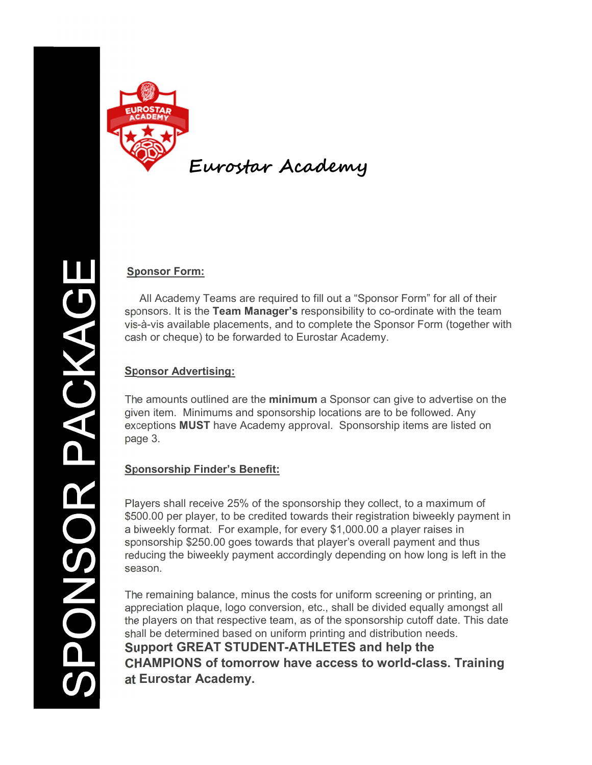# SPONSOR PACKAGE

## Eurostar Academy

### Sponsor Form:

All Academy Teams are required to fill out a "Sponsor Form" for all of their sponsors. It is the **Team Manager's** responsibility to co-ordinate with the team vis-à-vis available placements, and to complete the Sponsor Form (together with cash or cheque) to be forwarded to Eurostar Academy.

### Sponsor Advertising:

The amounts outlined are the **minimum** a Sponsor can give to advertise on the given item. Minimums and sponsorship locations are to be followed. Any exceptions **MUST** have Academy approval. Sponsorship items are listed on page 3.

### Sponsorship Finder's Benefit:

Players shall receive 25% of the sponsorship they collect, to a maximum of $500.00 per player, to be credited towards their registration biweekly payment in a biweekly format. For example, for every $1,000.00 a player raises in sponsorship $250.00 goes towards that player's overall payment and thus reducing the biweekly payment accordingly depending on how long is left in the season.

The remaining balance, minus the costs for uniform screening or printing, an appreciation plaque, logo conversion, etc., shall be divided equally amongst all the players on that respective team, as of the sponsorship cutoff date. This date shall be determined based on uniform printing and distribution needs.

**Support GREAT STUDENT-ATHLETES and help the CHAMPIONS of tomorrow have access to world-class. Training at Eurostar Academy.**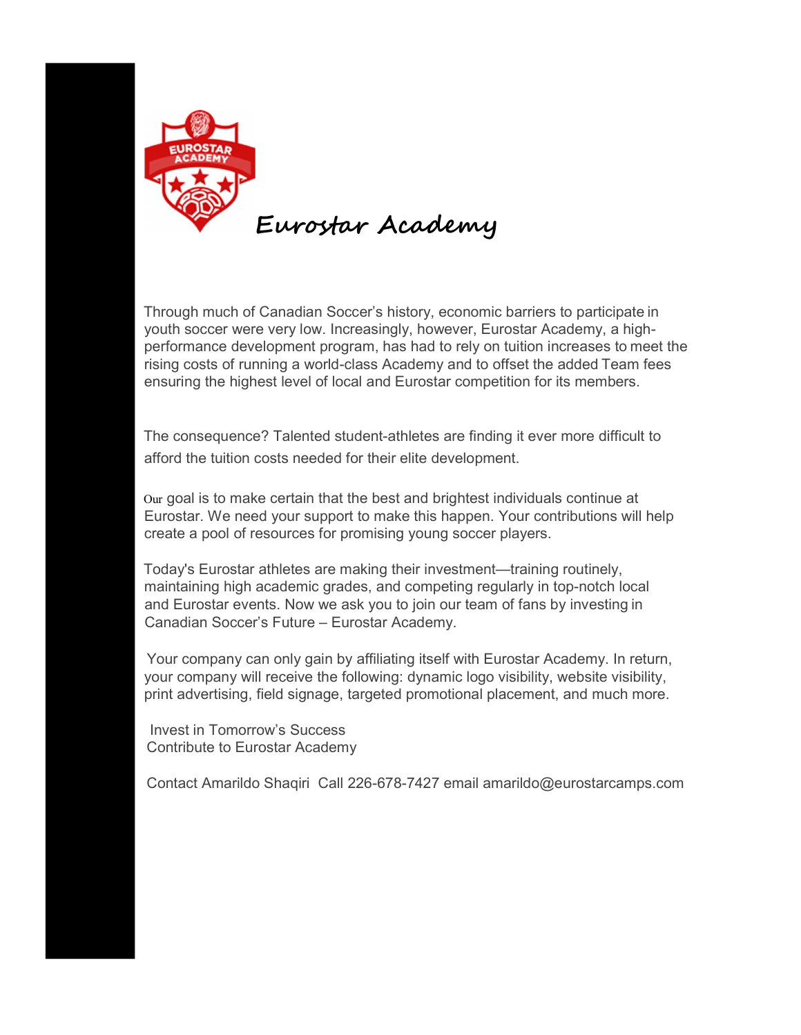# Eurostar Academy

Through much of Canadian Soccer's history, economic barriers to participate in youth soccer were very low. Increasingly, however, Eurostar Academy, a high-performance development program, has had to rely on tuition increases to meet the rising costs of running a world-class Academy and to offset the added Team fees ensuring the highest level of local and Eurostar competition for its members.

The consequence? Talented student-athletes are finding it ever more difficult to afford the tuition costs needed for their elite development.

Our goal is to make certain that the best and brightest individuals continue at Eurostar. We need your support to make this happen. Your contributions will help create a pool of resources for promising young soccer players.

Today's Eurostar athletes are making their investment—training routinely, maintaining high academic grades, and competing regularly in top-notch local and Eurostar events. Now we ask you to join our team of fans by investing in Canadian Soccer's Future – Eurostar Academy.

Your company can only gain by affiliating itself with Eurostar Academy. In return, your company will receive the following: dynamic logo visibility, website visibility, print advertising, field signage, targeted promotional placement, and much more.

Invest in Tomorrow's Success
Contribute to Eurostar Academy

Contact Amarildo Shaqiri Call 226-678-7427 email amarildo@eurostarcamps.com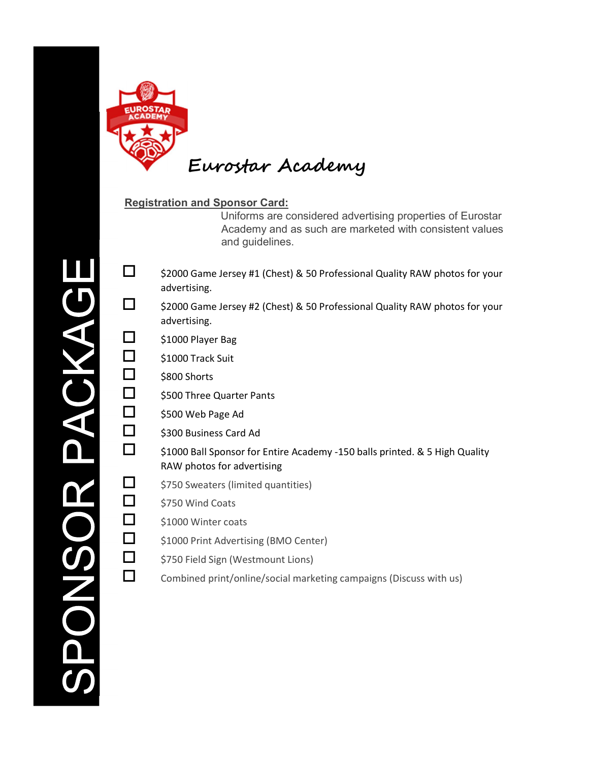# SPONSOR PACKAGE

## Eurostar Academy

**Registration and Sponsor Card:**

Uniforms are considered advertising properties of Eurostar Academy and as such are marketed with consistent values and guidelines.

- ☐ $2000 Game Jersey #1 (Chest) & 50 Professional Quality RAW photos for your advertising.
- ☐ $2000 Game Jersey #2 (Chest) & 50 Professional Quality RAW photos for your advertising.
- ☐ $1000 Player Bag
- ☐ $1000 Track Suit
- ☐ $800 Shorts
- ☐ $500 Three Quarter Pants
- ☐ $500 Web Page Ad
- ☐ $300 Business Card Ad
- ☐ $1000 Ball Sponsor for Entire Academy -150 balls printed. & 5 High Quality RAW photos for advertising
- ☐ $750 Sweaters (limited quantities)
- ☐ $750 Wind Coats
- ☐ $1000 Winter coats
- ☐ $1000 Print Advertising (BMO Center)
- ☐ $750 Field Sign (Westmount Lions)
- ☐ Combined print/online/social marketing campaigns (Discuss with us)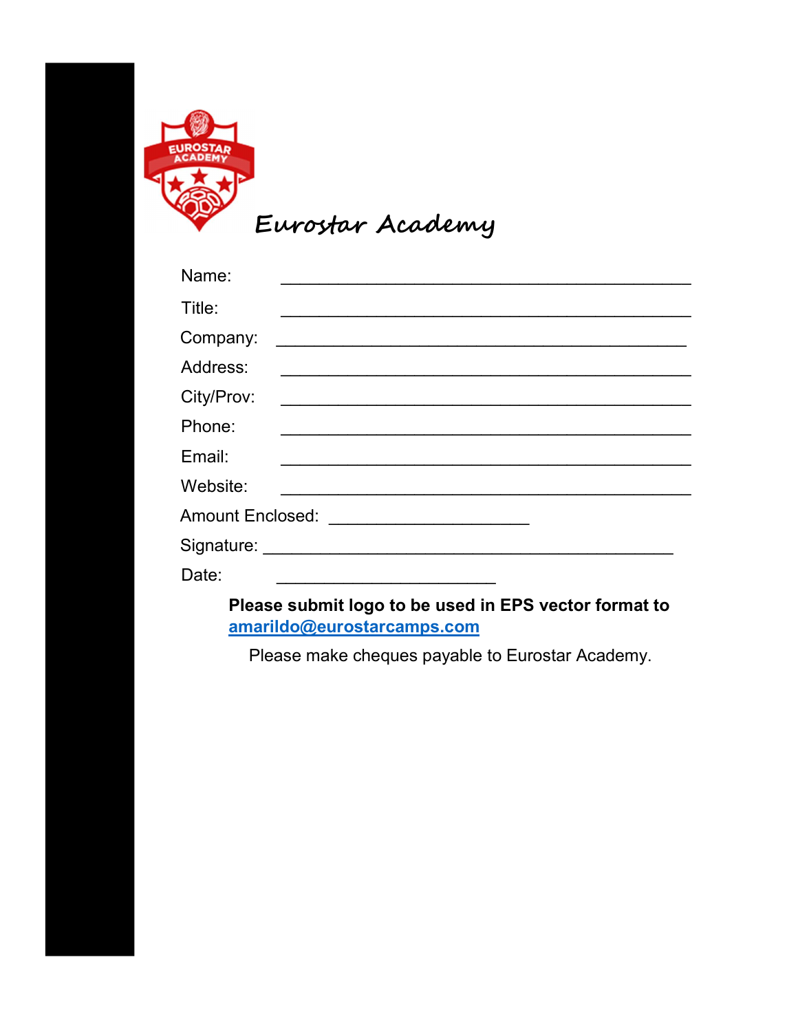# Eurostar Academy

Name: ______________________________________________

Title: ______________________________________________

Company: ______________________________________________

Address: ______________________________________________

City/Prov: ______________________________________________

Phone: ______________________________________________

Email: ______________________________________________

Website: ______________________________________________

Amount Enclosed: ______________________

Signature: ______________________________________________

Date: ________________________

**Please submit logo to be used in EPS vector format to** **amarildo@eurostarcamps.com**

Please make cheques payable to Eurostar Academy.